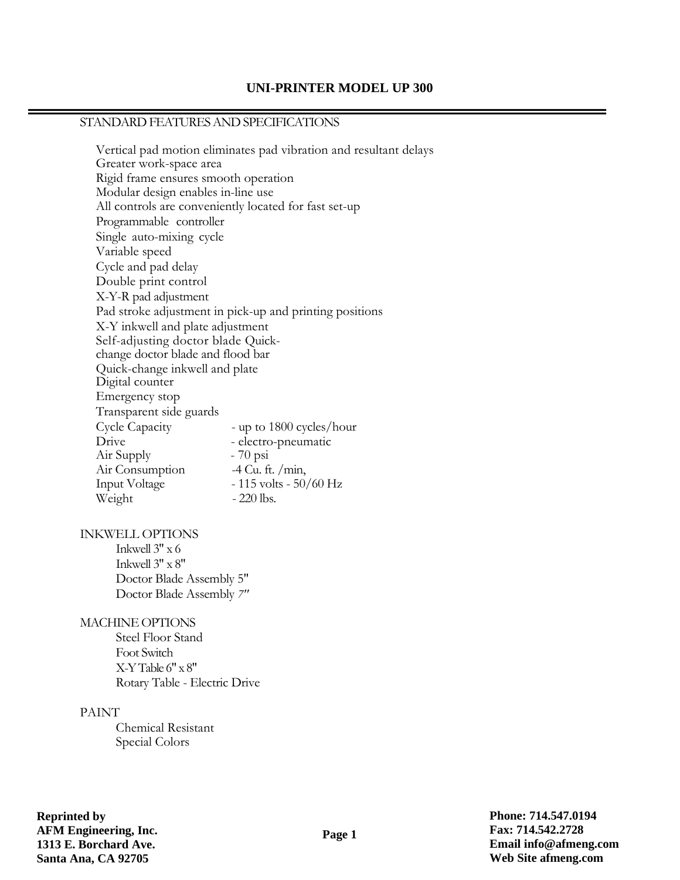# UNI-PRINTER MODEL UP 300

## STANDARD FEATURES AND SPECIFICATIONS

- Vertical pad motion eliminates pad vibration and resultant delays
- Greater work-space area
- Rigid frame ensures smooth operation
- Modular design enables in-line use
- All controls are conveniently located for fast set-up
- Programmable controller
- Single auto-mixing cycle
- Variable speed
- Cycle and pad delay
- Double print control
- X-Y-R pad adjustment
- Pad stroke adjustment in pick-up and printing positions
- X-Y inkwell and plate adjustment
- Self-adjusting doctor blade Quick-change doctor blade and flood bar
- Quick-change inkwell and plate
- Digital counter
- Emergency stop
- Transparent side guards

| | |
|---|---|
| Cycle Capacity | - up to 1800 cycles/hour |
| Drive | - electro-pneumatic |
| Air Supply | - 70 psi |
| Air Consumption | -4 Cu. ft. /min, |
| Input Voltage | - 115 volts - 50/60 Hz |
| Weight | - 220 lbs. |

## INKWELL OPTIONS

- Inkwell 3" x 6
- Inkwell 3" x 8"
- Doctor Blade Assembly 5"
- Doctor Blade Assembly 7"

## MACHINE OPTIONS

- Steel Floor Stand
- Foot Switch
- X-Y Table 6" x 8"
- Rotary Table - Electric Drive

## PAINT

- Chemical Resistant
- Special Colors

**Reprinted by**
**AFM Engineering, Inc.**
**1313 E. Borchard Ave.**
**Santa Ana, CA 92705**

**Phone: 714.547.0194**
**Fax: 714.542.2728**
**Email info@afmeng.com**
**Web Site afmeng.com**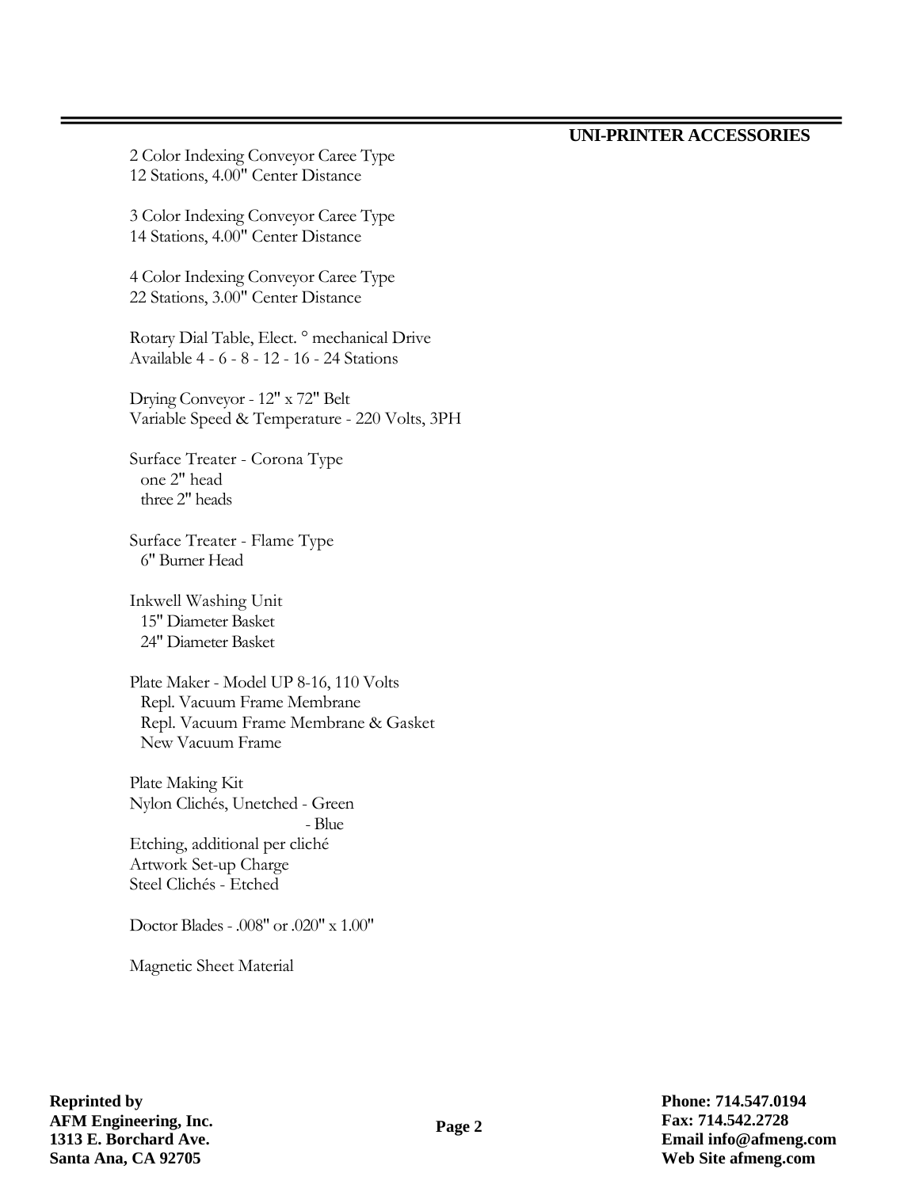## UNI-PRINTER ACCESSORIES

2 Color Indexing Conveyor Caree Type
12 Stations, 4.00" Center Distance

3 Color Indexing Conveyor Caree Type
14 Stations, 4.00" Center Distance

4 Color Indexing Conveyor Caree Type
22 Stations, 3.00" Center Distance

Rotary Dial Table, Elect. ° mechanical Drive
Available 4 - 6 - 8 - 12 - 16 - 24 Stations

Drying Conveyor - 12" x 72" Belt
Variable Speed & Temperature - 220 Volts, 3PH

Surface Treater - Corona Type
  one 2" head
  three 2" heads

Surface Treater - Flame Type
  6" Burner Head

Inkwell Washing Unit
  15" Diameter Basket
  24" Diameter Basket

Plate Maker - Model UP 8-16, 110 Volts
  Repl. Vacuum Frame Membrane
  Repl. Vacuum Frame Membrane & Gasket
  New Vacuum Frame

Plate Making Kit
Nylon Clichés, Unetched - Green
                                        - Blue
Etching, additional per cliché
Artwork Set-up Charge
Steel Clichés - Etched

Doctor Blades - .008" or .020" x 1.00"

Magnetic Sheet Material

**Reprinted by**
**AFM Engineering, Inc.**
**1313 E. Borchard Ave.**
**Santa Ana, CA 92705**

**Phone: 714.547.0194**
**Fax: 714.542.2728**
**Email info@afmeng.com**
**Web Site afmeng.com**